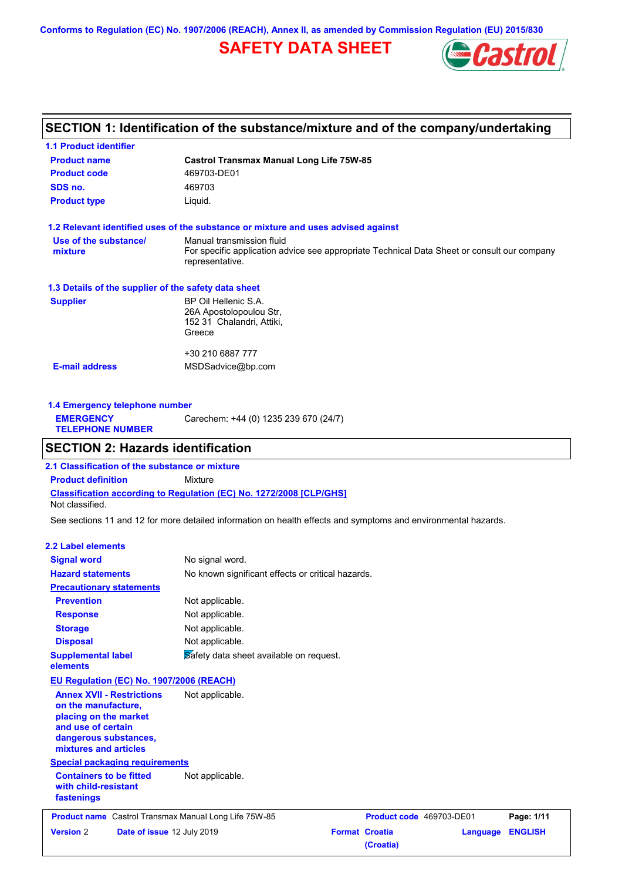Conforms to Regulation (EC) No. 1907/2006 (REACH), Annex II, as amended by Commission Regulation (EU) 2015/830

# SAFETY DATA SHEET

## SECTION 1: Identification of the substance/mixture and of the company/undertaking

### 1.1 Product identifier

| | |
|---|---|
| **Product name** | **Castrol Transmax Manual Long Life 75W-85** |
| **Product code** | 469703-DE01 |
| **SDS no.** | 469703 |
| **Product type** | Liquid. |

### 1.2 Relevant identified uses of the substance or mixture and uses advised against

| | |
|---|---|
| **Use of the substance/ mixture** | Manual transmission fluid<br>For specific application advice see appropriate Technical Data Sheet or consult our company representative. |

### 1.3 Details of the supplier of the safety data sheet

| | |
|---|---|
| **Supplier** | BP Oil Hellenic S.A.<br>26A Apostolopoulou Str,<br>152 31 Chalandri, Attiki,<br>Greece<br><br>+30 210 6887 777 |
| **E-mail address** | MSDSadvice@bp.com |

### 1.4 Emergency telephone number

| | |
|---|---|
| **EMERGENCY TELEPHONE NUMBER** | Carechem: +44 (0) 1235 239 670 (24/7) |

## SECTION 2: Hazards identification

### 2.1 Classification of the substance or mixture

**Product definition** Mixture

**Classification according to Regulation (EC) No. 1272/2008 [CLP/GHS]**

Not classified.

See sections 11 and 12 for more detailed information on health effects and symptoms and environmental hazards.

### 2.2 Label elements

| | |
|---|---|
| **Signal word** | No signal word. |
| **Hazard statements** | No known significant effects or critical hazards. |
| **Precautionary statements** | |
| **Prevention** | Not applicable. |
| **Response** | Not applicable. |
| **Storage** | Not applicable. |
| **Disposal** | Not applicable. |
| **Supplemental label elements** | Safety data sheet available on request. |

**EU Regulation (EC) No. 1907/2006 (REACH)**

| | |
|---|---|
| **Annex XVII - Restrictions on the manufacture, placing on the market and use of certain dangerous substances, mixtures and articles** | Not applicable. |

**Special packaging requirements**

| | |
|---|---|
| **Containers to be fitted with child-resistant fastenings** | Not applicable. |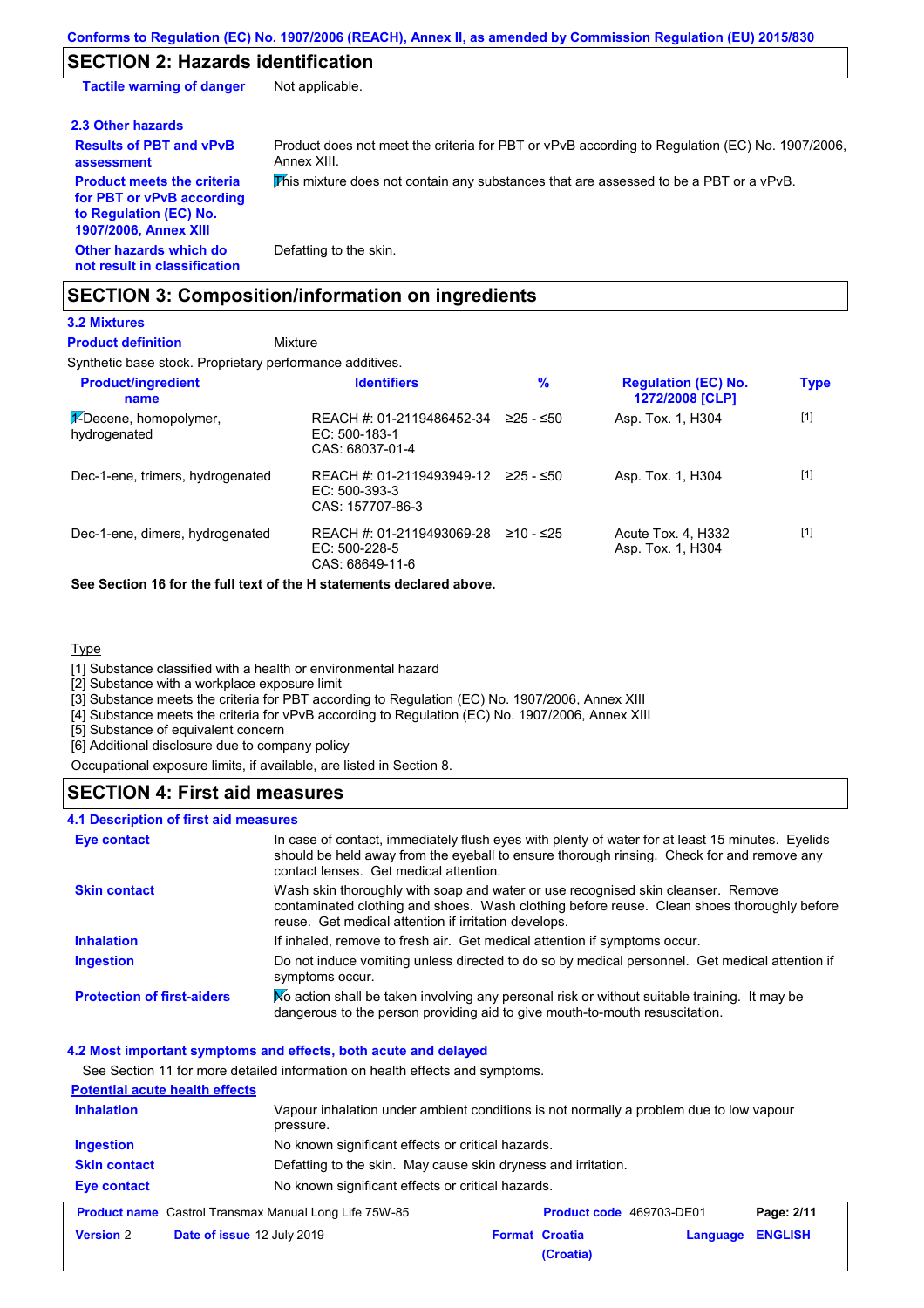## SECTION 2: Hazards identification

| | |
|---|---|
| **Tactile warning of danger** | Not applicable. |

### 2.3 Other hazards

| | |
|---|---|
| **Results of PBT and vPvB assessment** | Product does not meet the criteria for PBT or vPvB according to Regulation (EC) No. 1907/2006, Annex XIII. |
| **Product meets the criteria for PBT or vPvB according to Regulation (EC) No. 1907/2006, Annex XIII** | This mixture does not contain any substances that are assessed to be a PBT or a vPvB. |
| **Other hazards which do not result in classification** | Defatting to the skin. |

## SECTION 3: Composition/information on ingredients

### 3.2 Mixtures

**Product definition** Mixture

Synthetic base stock. Proprietary performance additives.

| Product/ingredient name | Identifiers | % | Regulation (EC) No. 1272/2008 [CLP] | Type |
|---|---|---|---|---|
| 1-Decene, homopolymer, hydrogenated | REACH #: 01-2119486452-34<br>EC: 500-183-1<br>CAS: 68037-01-4 | ≥25 - ≤50 | Asp. Tox. 1, H304 | [1] |
| Dec-1-ene, trimers, hydrogenated | REACH #: 01-2119493949-12<br>EC: 500-393-3<br>CAS: 157707-86-3 | ≥25 - ≤50 | Asp. Tox. 1, H304 | [1] |
| Dec-1-ene, dimers, hydrogenated | REACH #: 01-2119493069-28<br>EC: 500-228-5<br>CAS: 68649-11-6 | ≥10 - ≤25 | Acute Tox. 4, H332<br>Asp. Tox. 1, H304 | [1] |

**See Section 16 for the full text of the H statements declared above.**

Type

[1] Substance classified with a health or environmental hazard
[2] Substance with a workplace exposure limit
[3] Substance meets the criteria for PBT according to Regulation (EC) No. 1907/2006, Annex XIII
[4] Substance meets the criteria for vPvB according to Regulation (EC) No. 1907/2006, Annex XIII
[5] Substance of equivalent concern
[6] Additional disclosure due to company policy

Occupational exposure limits, if available, are listed in Section 8.

## SECTION 4: First aid measures

### 4.1 Description of first aid measures

| | |
|---|---|
| **Eye contact** | In case of contact, immediately flush eyes with plenty of water for at least 15 minutes. Eyelids should be held away from the eyeball to ensure thorough rinsing. Check for and remove any contact lenses. Get medical attention. |
| **Skin contact** | Wash skin thoroughly with soap and water or use recognised skin cleanser. Remove contaminated clothing and shoes. Wash clothing before reuse. Clean shoes thoroughly before reuse. Get medical attention if irritation develops. |
| **Inhalation** | If inhaled, remove to fresh air. Get medical attention if symptoms occur. |
| **Ingestion** | Do not induce vomiting unless directed to do so by medical personnel. Get medical attention if symptoms occur. |
| **Protection of first-aiders** | No action shall be taken involving any personal risk or without suitable training. It may be dangerous to the person providing aid to give mouth-to-mouth resuscitation. |

### 4.2 Most important symptoms and effects, both acute and delayed

See Section 11 for more detailed information on health effects and symptoms.

**Potential acute health effects**

| | |
|---|---|
| **Inhalation** | Vapour inhalation under ambient conditions is not normally a problem due to low vapour pressure. |
| **Ingestion** | No known significant effects or critical hazards. |
| **Skin contact** | Defatting to the skin. May cause skin dryness and irritation. |
| **Eye contact** | No known significant effects or critical hazards. |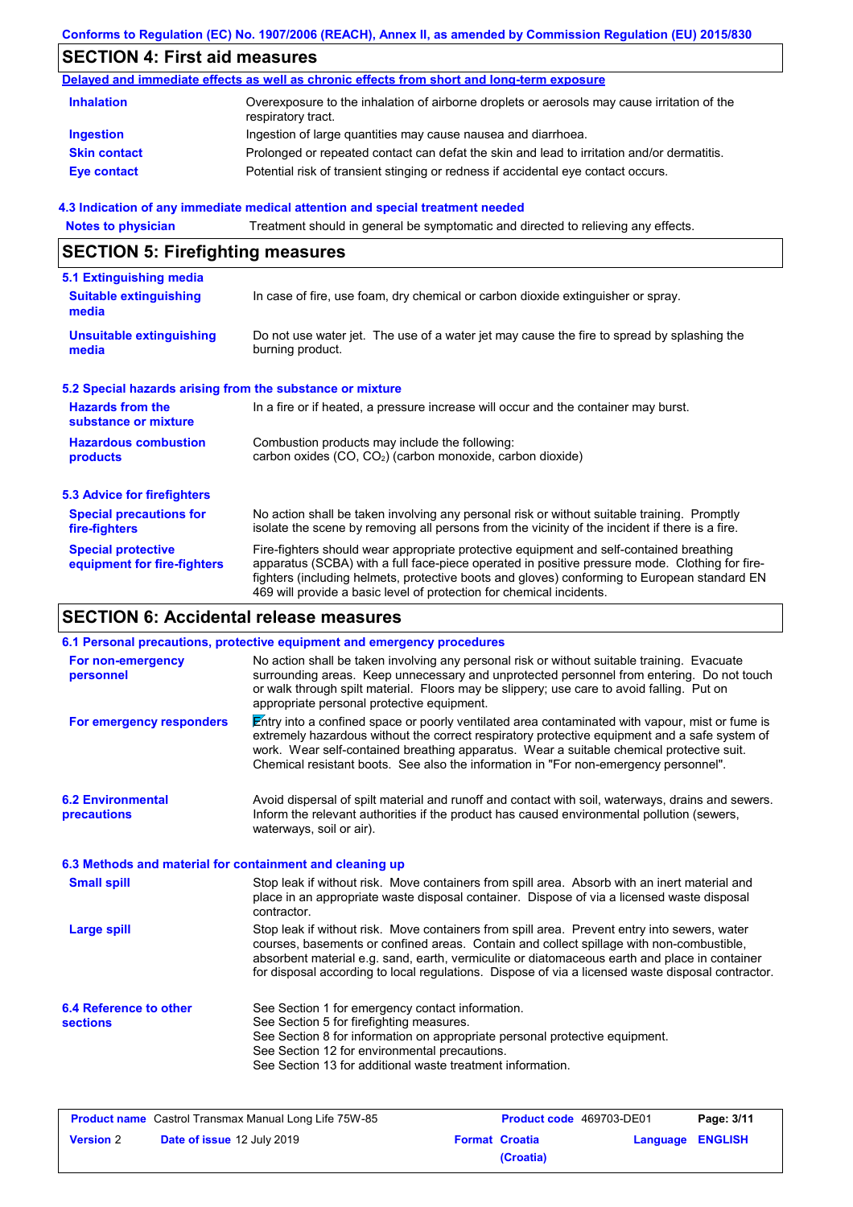## SECTION 4: First aid measures

**Delayed and immediate effects as well as chronic effects from short and long-term exposure**

| | |
|---|---|
| **Inhalation** | Overexposure to the inhalation of airborne droplets or aerosols may cause irritation of the respiratory tract. |
| **Ingestion** | Ingestion of large quantities may cause nausea and diarrhoea. |
| **Skin contact** | Prolonged or repeated contact can defat the skin and lead to irritation and/or dermatitis. |
| **Eye contact** | Potential risk of transient stinging or redness if accidental eye contact occurs. |

### 4.3 Indication of any immediate medical attention and special treatment needed

| | |
|---|---|
| **Notes to physician** | Treatment should in general be symptomatic and directed to relieving any effects. |

## SECTION 5: Firefighting measures

### 5.1 Extinguishing media

| | |
|---|---|
| **Suitable extinguishing media** | In case of fire, use foam, dry chemical or carbon dioxide extinguisher or spray. |
| **Unsuitable extinguishing media** | Do not use water jet. The use of a water jet may cause the fire to spread by splashing the burning product. |

### 5.2 Special hazards arising from the substance or mixture

| | |
|---|---|
| **Hazards from the substance or mixture** | In a fire or if heated, a pressure increase will occur and the container may burst. |
| **Hazardous combustion products** | Combustion products may include the following: carbon oxides (CO, $CO_2$) (carbon monoxide, carbon dioxide) |

### 5.3 Advice for firefighters

| | |
|---|---|
| **Special precautions for fire-fighters** | No action shall be taken involving any personal risk or without suitable training. Promptly isolate the scene by removing all persons from the vicinity of the incident if there is a fire. |
| **Special protective equipment for fire-fighters** | Fire-fighters should wear appropriate protective equipment and self-contained breathing apparatus (SCBA) with a full face-piece operated in positive pressure mode. Clothing for fire-fighters (including helmets, protective boots and gloves) conforming to European standard EN 469 will provide a basic level of protection for chemical incidents. |

## SECTION 6: Accidental release measures

### 6.1 Personal precautions, protective equipment and emergency procedures

| | |
|---|---|
| **For non-emergency personnel** | No action shall be taken involving any personal risk or without suitable training. Evacuate surrounding areas. Keep unnecessary and unprotected personnel from entering. Do not touch or walk through spilt material. Floors may be slippery; use care to avoid falling. Put on appropriate personal protective equipment. |
| **For emergency responders** | Entry into a confined space or poorly ventilated area contaminated with vapour, mist or fume is extremely hazardous without the correct respiratory protective equipment and a safe system of work. Wear self-contained breathing apparatus. Wear a suitable chemical protective suit. Chemical resistant boots. See also the information in "For non-emergency personnel". |

| | |
|---|---|
| **6.2 Environmental precautions** | Avoid dispersal of spilt material and runoff and contact with soil, waterways, drains and sewers. Inform the relevant authorities if the product has caused environmental pollution (sewers, waterways, soil or air). |

### 6.3 Methods and material for containment and cleaning up

| | |
|---|---|
| **Small spill** | Stop leak if without risk. Move containers from spill area. Absorb with an inert material and place in an appropriate waste disposal container. Dispose of via a licensed waste disposal contractor. |
| **Large spill** | Stop leak if without risk. Move containers from spill area. Prevent entry into sewers, water courses, basements or confined areas. Contain and collect spillage with non-combustible, absorbent material e.g. sand, earth, vermiculite or diatomaceous earth and place in container for disposal according to local regulations. Dispose of via a licensed waste disposal contractor. |

| | |
|---|---|
| **6.4 Reference to other sections** | See Section 1 for emergency contact information.<br>See Section 5 for firefighting measures.<br>See Section 8 for information on appropriate personal protective equipment.<br>See Section 12 for environmental precautions.<br>See Section 13 for additional waste treatment information. |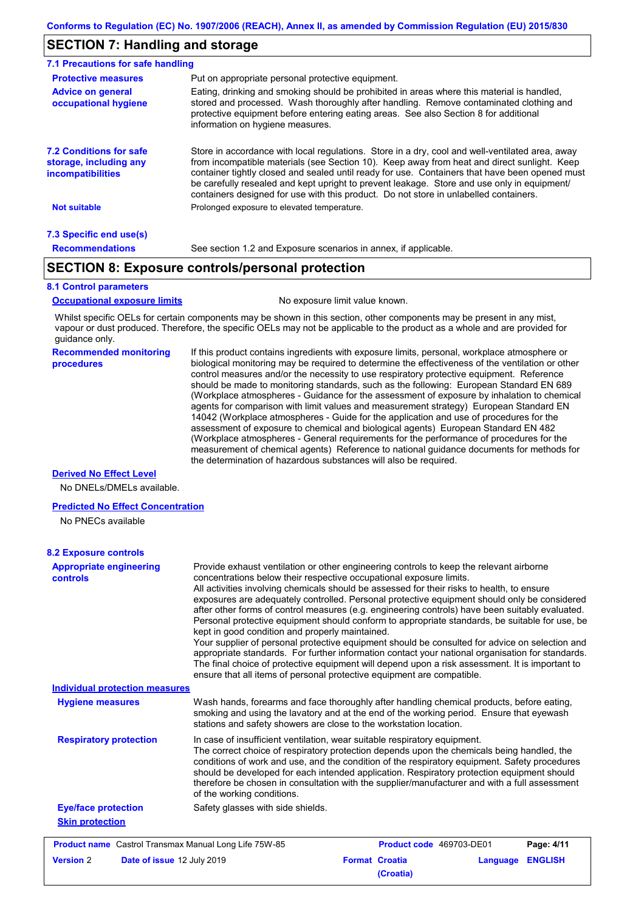## SECTION 7: Handling and storage

### 7.1 Precautions for safe handling

**Protective measures**
Put on appropriate personal protective equipment.

**Advice on general occupational hygiene**
Eating, drinking and smoking should be prohibited in areas where this material is handled, stored and processed. Wash thoroughly after handling. Remove contaminated clothing and protective equipment before entering eating areas. See also Section 8 for additional information on hygiene measures.

### 7.2 Conditions for safe storage, including any incompatibilities

Store in accordance with local regulations. Store in a dry, cool and well-ventilated area, away from incompatible materials (see Section 10). Keep away from heat and direct sunlight. Keep container tightly closed and sealed until ready for use. Containers that have been opened must be carefully resealed and kept upright to prevent leakage. Store and use only in equipment/ containers designed for use with this product. Do not store in unlabelled containers.

**Not suitable**
Prolonged exposure to elevated temperature.

### 7.3 Specific end use(s)

**Recommendations**
See section 1.2 and Exposure scenarios in annex, if applicable.

## SECTION 8: Exposure controls/personal protection

### 8.1 Control parameters

**Occupational exposure limits**
No exposure limit value known.

Whilst specific OELs for certain components may be shown in this section, other components may be present in any mist, vapour or dust produced. Therefore, the specific OELs may not be applicable to the product as a whole and are provided for guidance only.

**Recommended monitoring procedures**
If this product contains ingredients with exposure limits, personal, workplace atmosphere or biological monitoring may be required to determine the effectiveness of the ventilation or other control measures and/or the necessity to use respiratory protective equipment. Reference should be made to monitoring standards, such as the following: European Standard EN 689 (Workplace atmospheres - Guidance for the assessment of exposure by inhalation to chemical agents for comparison with limit values and measurement strategy) European Standard EN 14042 (Workplace atmospheres - Guide for the application and use of procedures for the assessment of exposure to chemical and biological agents) European Standard EN 482 (Workplace atmospheres - General requirements for the performance of procedures for the measurement of chemical agents) Reference to national guidance documents for methods for the determination of hazardous substances will also be required.

**Derived No Effect Level**

No DNELs/DMELs available.

**Predicted No Effect Concentration**

No PNECs available

### 8.2 Exposure controls

**Appropriate engineering controls**
Provide exhaust ventilation or other engineering controls to keep the relevant airborne concentrations below their respective occupational exposure limits.
All activities involving chemicals should be assessed for their risks to health, to ensure exposures are adequately controlled. Personal protective equipment should only be considered after other forms of control measures (e.g. engineering controls) have been suitably evaluated. Personal protective equipment should conform to appropriate standards, be suitable for use, be kept in good condition and properly maintained.
Your supplier of personal protective equipment should be consulted for advice on selection and appropriate standards. For further information contact your national organisation for standards. The final choice of protective equipment will depend upon a risk assessment. It is important to ensure that all items of personal protective equipment are compatible.

**Individual protection measures**

**Hygiene measures**
Wash hands, forearms and face thoroughly after handling chemical products, before eating, smoking and using the lavatory and at the end of the working period. Ensure that eyewash stations and safety showers are close to the workstation location.

**Respiratory protection**
In case of insufficient ventilation, wear suitable respiratory equipment.
The correct choice of respiratory protection depends upon the chemicals being handled, the conditions of work and use, and the condition of the respiratory equipment. Safety procedures should be developed for each intended application. Respiratory protection equipment should therefore be chosen in consultation with the supplier/manufacturer and with a full assessment of the working conditions.

**Eye/face protection**
Safety glasses with side shields.

**Skin protection**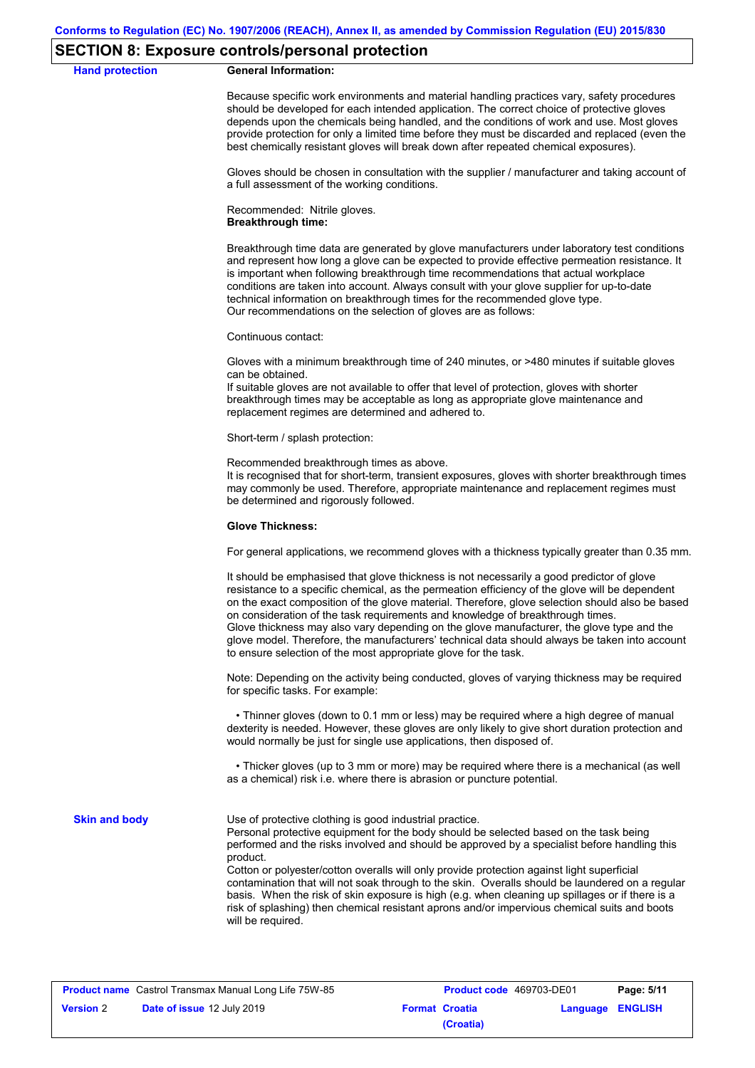## SECTION 8: Exposure controls/personal protection

**Hand protection**

**General Information:**

Because specific work environments and material handling practices vary, safety procedures should be developed for each intended application. The correct choice of protective gloves depends upon the chemicals being handled, and the conditions of work and use. Most gloves provide protection for only a limited time before they must be discarded and replaced (even the best chemically resistant gloves will break down after repeated chemical exposures).

Gloves should be chosen in consultation with the supplier / manufacturer and taking account of a full assessment of the working conditions.

Recommended: Nitrile gloves.
**Breakthrough time:**

Breakthrough time data are generated by glove manufacturers under laboratory test conditions and represent how long a glove can be expected to provide effective permeation resistance. It is important when following breakthrough time recommendations that actual workplace conditions are taken into account. Always consult with your glove supplier for up-to-date technical information on breakthrough times for the recommended glove type.
Our recommendations on the selection of gloves are as follows:

Continuous contact:

Gloves with a minimum breakthrough time of 240 minutes, or >480 minutes if suitable gloves can be obtained.
If suitable gloves are not available to offer that level of protection, gloves with shorter breakthrough times may be acceptable as long as appropriate glove maintenance and replacement regimes are determined and adhered to.

Short-term / splash protection:

Recommended breakthrough times as above.
It is recognised that for short-term, transient exposures, gloves with shorter breakthrough times may commonly be used. Therefore, appropriate maintenance and replacement regimes must be determined and rigorously followed.

**Glove Thickness:**

For general applications, we recommend gloves with a thickness typically greater than 0.35 mm.

It should be emphasised that glove thickness is not necessarily a good predictor of glove resistance to a specific chemical, as the permeation efficiency of the glove will be dependent on the exact composition of the glove material. Therefore, glove selection should also be based on consideration of the task requirements and knowledge of breakthrough times.
Glove thickness may also vary depending on the glove manufacturer, the glove type and the glove model. Therefore, the manufacturers' technical data should always be taken into account to ensure selection of the most appropriate glove for the task.

Note: Depending on the activity being conducted, gloves of varying thickness may be required for specific tasks. For example:

• Thinner gloves (down to 0.1 mm or less) may be required where a high degree of manual dexterity is needed. However, these gloves are only likely to give short duration protection and would normally be just for single use applications, then disposed of.

• Thicker gloves (up to 3 mm or more) may be required where there is a mechanical (as well as a chemical) risk i.e. where there is abrasion or puncture potential.

**Skin and body**

Use of protective clothing is good industrial practice.
Personal protective equipment for the body should be selected based on the task being performed and the risks involved and should be approved by a specialist before handling this product.
Cotton or polyester/cotton overalls will only provide protection against light superficial contamination that will not soak through to the skin. Overalls should be laundered on a regular basis. When the risk of skin exposure is high (e.g. when cleaning up spillages or if there is a risk of splashing) then chemical resistant aprons and/or impervious chemical suits and boots will be required.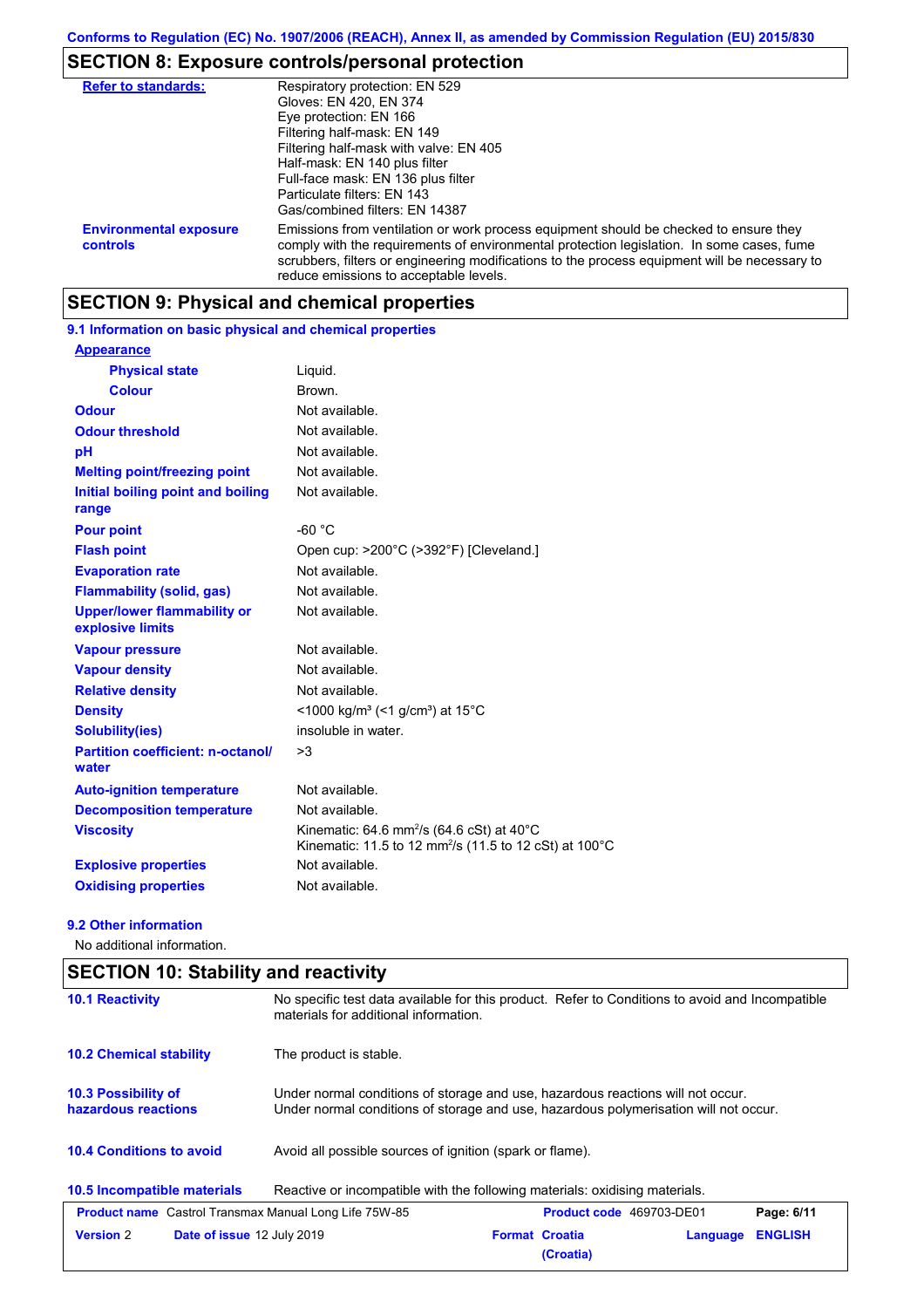Conforms to Regulation (EC) No. 1907/2006 (REACH), Annex II, as amended by Commission Regulation (EU) 2015/830

## SECTION 8: Exposure controls/personal protection

| | |
|---|---|
| **Refer to standards:** | Respiratory protection: EN 529<br>Gloves: EN 420, EN 374<br>Eye protection: EN 166<br>Filtering half-mask: EN 149<br>Filtering half-mask with valve: EN 405<br>Half-mask: EN 140 plus filter<br>Full-face mask: EN 136 plus filter<br>Particulate filters: EN 143<br>Gas/combined filters: EN 14387 |
| **Environmental exposure controls** | Emissions from ventilation or work process equipment should be checked to ensure they comply with the requirements of environmental protection legislation. In some cases, fume scrubbers, filters or engineering modifications to the process equipment will be necessary to reduce emissions to acceptable levels. |

## SECTION 9: Physical and chemical properties

### 9.1 Information on basic physical and chemical properties

| | |
|---|---|
| **Appearance** | |
| **Physical state** | Liquid. |
| **Colour** | Brown. |
| **Odour** | Not available. |
| **Odour threshold** | Not available. |
| **pH** | Not available. |
| **Melting point/freezing point** | Not available. |
| **Initial boiling point and boiling range** | Not available. |
| **Pour point** | -60 °C |
| **Flash point** | Open cup: >200°C (>392°F) [Cleveland.] |
| **Evaporation rate** | Not available. |
| **Flammability (solid, gas)** | Not available. |
| **Upper/lower flammability or explosive limits** | Not available. |
| **Vapour pressure** | Not available. |
| **Vapour density** | Not available. |
| **Relative density** | Not available. |
| **Density** | <1000 kg/m³ (<1 g/cm³) at 15°C |
| **Solubility(ies)** | insoluble in water. |
| **Partition coefficient: n-octanol/water** | >3 |
| **Auto-ignition temperature** | Not available. |
| **Decomposition temperature** | Not available. |
| **Viscosity** | Kinematic: 64.6 mm²/s (64.6 cSt) at 40°C<br>Kinematic: 11.5 to 12 mm²/s (11.5 to 12 cSt) at 100°C |
| **Explosive properties** | Not available. |
| **Oxidising properties** | Not available. |

### 9.2 Other information

No additional information.

## SECTION 10: Stability and reactivity

| | |
|---|---|
| **10.1 Reactivity** | No specific test data available for this product. Refer to Conditions to avoid and Incompatible materials for additional information. |
| **10.2 Chemical stability** | The product is stable. |
| **10.3 Possibility of hazardous reactions** | Under normal conditions of storage and use, hazardous reactions will not occur.<br>Under normal conditions of storage and use, hazardous polymerisation will not occur. |
| **10.4 Conditions to avoid** | Avoid all possible sources of ignition (spark or flame). |
| **10.5 Incompatible materials** | Reactive or incompatible with the following materials: oxidising materials. |

| | | | |
|---|---|---|---|
| **Product name** Castrol Transmax Manual Long Life 75W-85 | | **Product code** 469703-DE01 | |
| **Version** 2 | **Date of issue** 12 July 2019 | **Format** Croatia (Croatia) | **Language** ENGLISH |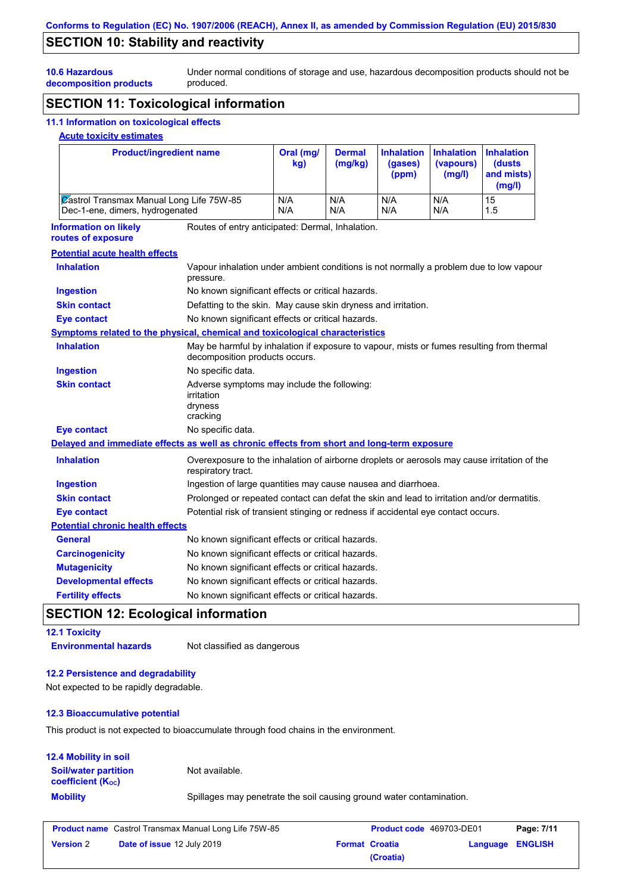Conforms to Regulation (EC) No. 1907/2006 (REACH), Annex II, as amended by Commission Regulation (EU) 2015/830

## SECTION 10: Stability and reactivity

**10.6 Hazardous decomposition products**
Under normal conditions of storage and use, hazardous decomposition products should not be produced.

## SECTION 11: Toxicological information

### 11.1 Information on toxicological effects

**Acute toxicity estimates**

| Product/ingredient name | Oral (mg/kg) | Dermal (mg/kg) | Inhalation (gases) (ppm) | Inhalation (vapours) (mg/l) | Inhalation (dusts and mists) (mg/l) |
|---|---|---|---|---|---|
| Castrol Transmax Manual Long Life 75W-85 | N/A | N/A | N/A | N/A | 15 |
| Dec-1-ene, dimers, hydrogenated | N/A | N/A | N/A | N/A | 1.5 |

**Information on likely routes of exposure**
Routes of entry anticipated: Dermal, Inhalation.

**Potential acute health effects**

- **Inhalation**: Vapour inhalation under ambient conditions is not normally a problem due to low vapour pressure.
- **Ingestion**: No known significant effects or critical hazards.
- **Skin contact**: Defatting to the skin. May cause skin dryness and irritation.
- **Eye contact**: No known significant effects or critical hazards.

**Symptoms related to the physical, chemical and toxicological characteristics**

- **Inhalation**: May be harmful by inhalation if exposure to vapour, mists or fumes resulting from thermal decomposition products occurs.
- **Ingestion**: No specific data.
- **Skin contact**: Adverse symptoms may include the following:
  irritation
  dryness
  cracking
- **Eye contact**: No specific data.

**Delayed and immediate effects as well as chronic effects from short and long-term exposure**

- **Inhalation**: Overexposure to the inhalation of airborne droplets or aerosols may cause irritation of the respiratory tract.
- **Ingestion**: Ingestion of large quantities may cause nausea and diarrhoea.
- **Skin contact**: Prolonged or repeated contact can defat the skin and lead to irritation and/or dermatitis.
- **Eye contact**: Potential risk of transient stinging or redness if accidental eye contact occurs.

**Potential chronic health effects**

- **General**: No known significant effects or critical hazards.
- **Carcinogenicity**: No known significant effects or critical hazards.
- **Mutagenicity**: No known significant effects or critical hazards.
- **Developmental effects**: No known significant effects or critical hazards.
- **Fertility effects**: No known significant effects or critical hazards.

## SECTION 12: Ecological information

### 12.1 Toxicity

**Environmental hazards**: Not classified as dangerous

### 12.2 Persistence and degradability

Not expected to be rapidly degradable.

### 12.3 Bioaccumulative potential

This product is not expected to bioaccumulate through food chains in the environment.

### 12.4 Mobility in soil

**Soil/water partition coefficient ($K_{OC}$)**: Not available.

**Mobility**: Spillages may penetrate the soil causing ground water contamination.

| Product name | Castrol Transmax Manual Long Life 75W-85 | Product code | 469703-DE01 | Page: 7/11 |
|---|---|---|---|---|
| Version 2 | Date of issue 12 July 2019 | Format | Croatia (Croatia) | Language ENGLISH |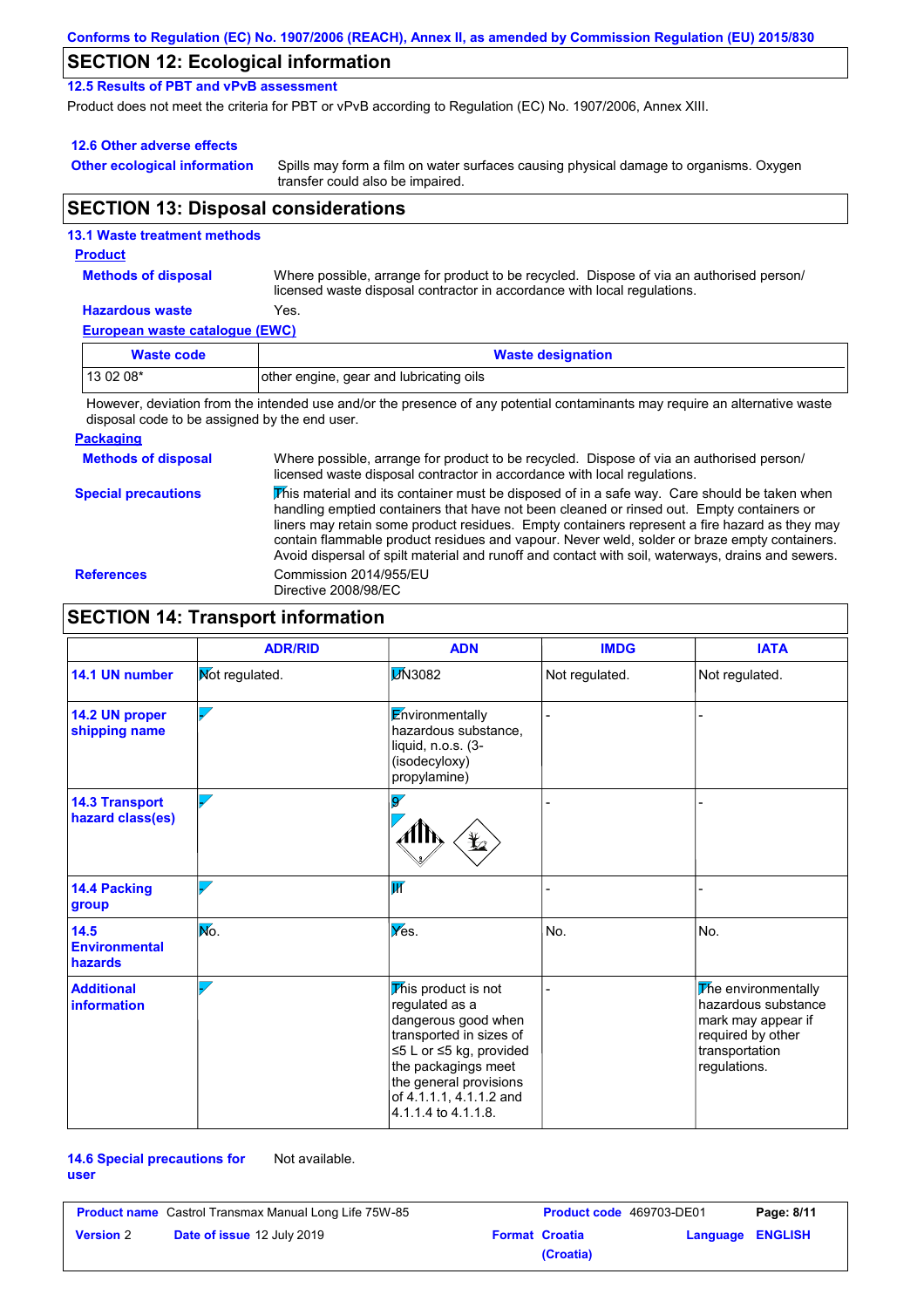Conforms to Regulation (EC) No. 1907/2006 (REACH), Annex II, as amended by Commission Regulation (EU) 2015/830

## SECTION 12: Ecological information

### 12.5 Results of PBT and vPvB assessment

Product does not meet the criteria for PBT or vPvB according to Regulation (EC) No. 1907/2006, Annex XIII.

### 12.6 Other adverse effects

**Other ecological information** Spills may form a film on water surfaces causing physical damage to organisms. Oxygen transfer could also be impaired.

## SECTION 13: Disposal considerations

### 13.1 Waste treatment methods

**Product**

**Methods of disposal** Where possible, arrange for product to be recycled. Dispose of via an authorised person/ licensed waste disposal contractor in accordance with local regulations.

**Hazardous waste** Yes.

**European waste catalogue (EWC)**

| Waste code | Waste designation |
|---|---|
| 13 02 08* | other engine, gear and lubricating oils |

However, deviation from the intended use and/or the presence of any potential contaminants may require an alternative waste disposal code to be assigned by the end user.

**Packaging**

**Methods of disposal** Where possible, arrange for product to be recycled. Dispose of via an authorised person/ licensed waste disposal contractor in accordance with local regulations.

**Special precautions** This material and its container must be disposed of in a safe way. Care should be taken when handling emptied containers that have not been cleaned or rinsed out. Empty containers or liners may retain some product residues. Empty containers represent a fire hazard as they may contain flammable product residues and vapour. Never weld, solder or braze empty containers. Avoid dispersal of spilt material and runoff and contact with soil, waterways, drains and sewers.

**References** Commission 2014/955/EU
Directive 2008/98/EC

## SECTION 14: Transport information

| | ADR/RID | ADN | IMDG | IATA |
|---|---|---|---|---|
| **14.1 UN number** | Not regulated. | UN3082 | Not regulated. | Not regulated. |
| **14.2 UN proper shipping name** | - | Environmentally hazardous substance, liquid, n.o.s. (3-(isodecyloxy) propylamine) | - | - |
| **14.3 Transport hazard class(es)** | - | 9 | - | - |
| **14.4 Packing group** | - | III | - | - |
| **14.5 Environmental hazards** | No. | Yes. | No. | No. |
| **Additional information** | - | This product is not regulated as a dangerous good when transported in sizes of ≤5 L or ≤5 kg, provided the packagings meet the general provisions of 4.1.1.1, 4.1.1.2 and 4.1.1.4 to 4.1.1.8. | - | The environmentally hazardous substance mark may appear if required by other transportation regulations. |

**14.6 Special precautions for user** Not available.

| Product name | Castrol Transmax Manual Long Life 75W-85 | Product code | 469703-DE01 |
|---|---|---|---|
| Version | 2 | Date of issue | 12 July 2019 |
| Format | Croatia (Croatia) | Language | ENGLISH |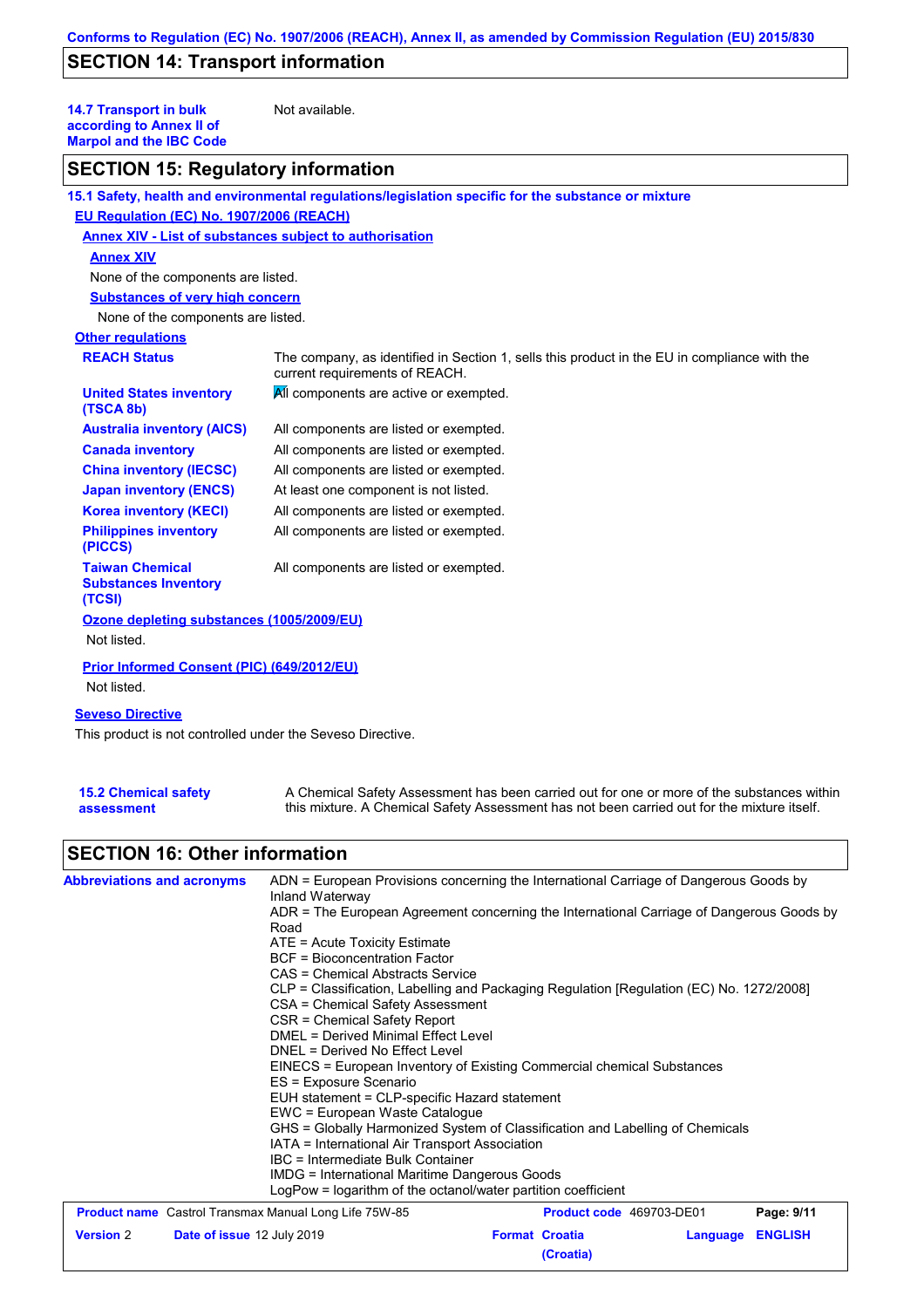## SECTION 14: Transport information

| | |
|---|---|
| **14.7 Transport in bulk according to Annex II of Marpol and the IBC Code** | Not available. |

## SECTION 15: Regulatory information

**15.1 Safety, health and environmental regulations/legislation specific for the substance or mixture**

**EU Regulation (EC) No. 1907/2006 (REACH)**

**Annex XIV - List of substances subject to authorisation**

**Annex XIV**

None of the components are listed.

**Substances of very high concern**

None of the components are listed.

**Other regulations**

| | |
|---|---|
| **REACH Status** | The company, as identified in Section 1, sells this product in the EU in compliance with the current requirements of REACH. |
| **United States inventory (TSCA 8b)** | All components are active or exempted. |
| **Australia inventory (AICS)** | All components are listed or exempted. |
| **Canada inventory** | All components are listed or exempted. |
| **China inventory (IECSC)** | All components are listed or exempted. |
| **Japan inventory (ENCS)** | At least one component is not listed. |
| **Korea inventory (KECI)** | All components are listed or exempted. |
| **Philippines inventory (PICCS)** | All components are listed or exempted. |
| **Taiwan Chemical Substances Inventory (TCSI)** | All components are listed or exempted. |

**Ozone depleting substances (1005/2009/EU)**

Not listed.

**Prior Informed Consent (PIC) (649/2012/EU)**

Not listed.

**Seveso Directive**

This product is not controlled under the Seveso Directive.

| | |
|---|---|
| **15.2 Chemical safety assessment** | A Chemical Safety Assessment has been carried out for one or more of the substances within this mixture. A Chemical Safety Assessment has not been carried out for the mixture itself. |

## SECTION 16: Other information

**Abbreviations and acronyms**

ADN = European Provisions concerning the International Carriage of Dangerous Goods by Inland Waterway
ADR = The European Agreement concerning the International Carriage of Dangerous Goods by Road
ATE = Acute Toxicity Estimate
BCF = Bioconcentration Factor
CAS = Chemical Abstracts Service
CLP = Classification, Labelling and Packaging Regulation [Regulation (EC) No. 1272/2008]
CSA = Chemical Safety Assessment
CSR = Chemical Safety Report
DMEL = Derived Minimal Effect Level
DNEL = Derived No Effect Level
EINECS = European Inventory of Existing Commercial chemical Substances
ES = Exposure Scenario
EUH statement = CLP-specific Hazard statement
EWC = European Waste Catalogue
GHS = Globally Harmonized System of Classification and Labelling of Chemicals
IATA = International Air Transport Association
IBC = Intermediate Bulk Container
IMDG = International Maritime Dangerous Goods
LogPow = logarithm of the octanol/water partition coefficient

| | | | |
|---|---|---|---|
| **Product name** Castrol Transmax Manual Long Life 75W-85 | | **Product code** 469703-DE01 | |
| **Version** 2 | **Date of issue** 12 July 2019 | **Format** Croatia (Croatia) | **Language** ENGLISH |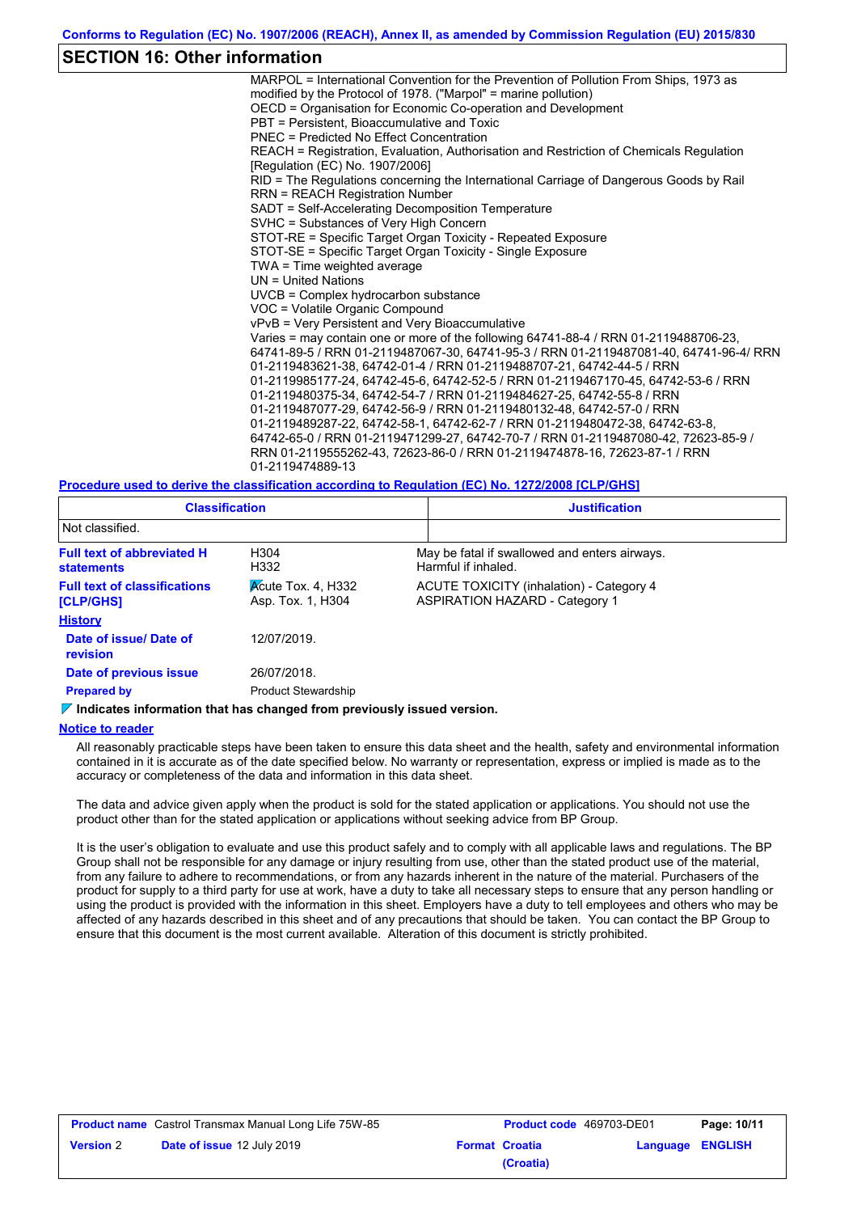## SECTION 16: Other information

MARPOL = International Convention for the Prevention of Pollution From Ships, 1973 as modified by the Protocol of 1978. ("Marpol" = marine pollution)
OECD = Organisation for Economic Co-operation and Development
PBT = Persistent, Bioaccumulative and Toxic
PNEC = Predicted No Effect Concentration
REACH = Registration, Evaluation, Authorisation and Restriction of Chemicals Regulation [Regulation (EC) No. 1907/2006]
RID = The Regulations concerning the International Carriage of Dangerous Goods by Rail
RRN = REACH Registration Number
SADT = Self-Accelerating Decomposition Temperature
SVHC = Substances of Very High Concern
STOT-RE = Specific Target Organ Toxicity - Repeated Exposure
STOT-SE = Specific Target Organ Toxicity - Single Exposure
TWA = Time weighted average
UN = United Nations
UVCB = Complex hydrocarbon substance
VOC = Volatile Organic Compound
vPvB = Very Persistent and Very Bioaccumulative
Varies = may contain one or more of the following 64741-88-4 / RRN 01-2119488706-23, 64741-89-5 / RRN 01-2119487067-30, 64741-95-3 / RRN 01-2119487081-40, 64741-96-4/ RRN 01-2119483621-38, 64742-01-4 / RRN 01-2119488707-21, 64742-44-5 / RRN 01-2119985177-24, 64742-45-6, 64742-52-5 / RRN 01-2119467170-45, 64742-53-6 / RRN 01-2119480375-34, 64742-54-7 / RRN 01-2119484627-25, 64742-55-8 / RRN 01-2119487077-29, 64742-56-9 / RRN 01-2119480132-48, 64742-57-0 / RRN 01-2119489287-22, 64742-58-1, 64742-62-7 / RRN 01-2119480472-38, 64742-63-8, 64742-65-0 / RRN 01-2119471299-27, 64742-70-7 / RRN 01-2119487080-42, 72623-85-9 / RRN 01-2119555262-43, 72623-86-0 / RRN 01-2119474878-16, 72623-87-1 / RRN 01-2119474889-13

**Procedure used to derive the classification according to Regulation (EC) No. 1272/2008 [CLP/GHS]**

| Classification | Justification |
|---|---|
| Not classified. | |

**Full text of abbreviated H statements**

| | |
|---|---|
| H304 | May be fatal if swallowed and enters airways. |
| H332 | Harmful if inhaled. |

**Full text of classifications [CLP/GHS]**

| | |
|---|---|
| Acute Tox. 4, H332 | ACUTE TOXICITY (inhalation) - Category 4 |
| Asp. Tox. 1, H304 | ASPIRATION HAZARD - Category 1 |

**History**

**Date of issue/ Date of revision:** 12/07/2019.

**Date of previous issue:** 26/07/2018.

**Prepared by:** Product Stewardship

**Indicates information that has changed from previously issued version.**

**Notice to reader**

All reasonably practicable steps have been taken to ensure this data sheet and the health, safety and environmental information contained in it is accurate as of the date specified below. No warranty or representation, express or implied is made as to the accuracy or completeness of the data and information in this data sheet.

The data and advice given apply when the product is sold for the stated application or applications. You should not use the product other than for the stated application or applications without seeking advice from BP Group.

It is the user's obligation to evaluate and use this product safely and to comply with all applicable laws and regulations. The BP Group shall not be responsible for any damage or injury resulting from use, other than the stated product use of the material, from any failure to adhere to recommendations, or from any hazards inherent in the nature of the material. Purchasers of the product for supply to a third party for use at work, have a duty to take all necessary steps to ensure that any person handling or using the product is provided with the information in this sheet. Employers have a duty to tell employees and others who may be affected of any hazards described in this sheet and of any precautions that should be taken. You can contact the BP Group to ensure that this document is the most current available. Alteration of this document is strictly prohibited.